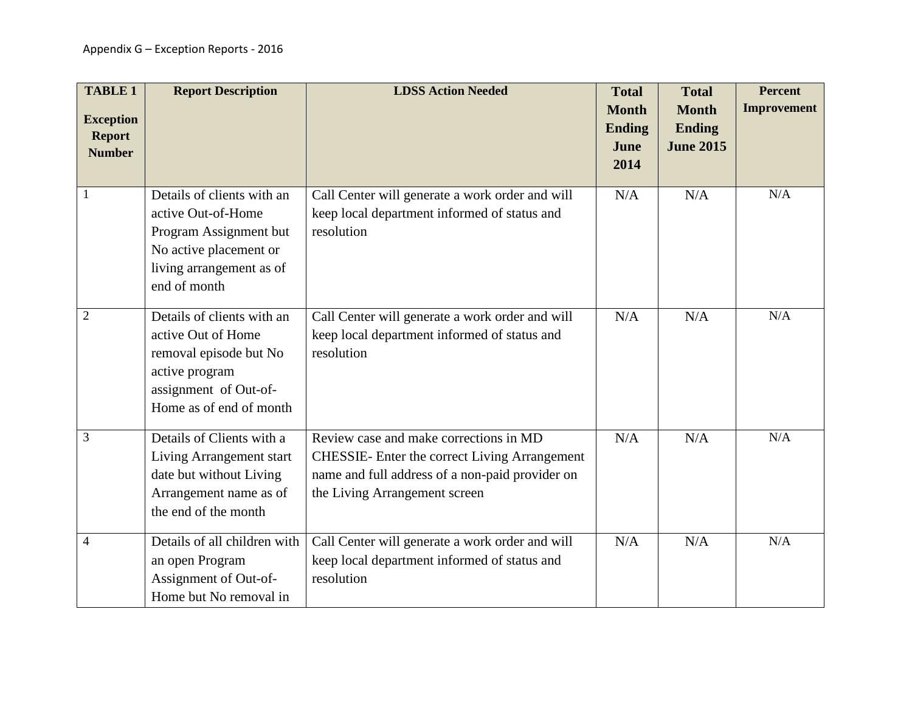Appendix G – Exception Reports - 2016

| TABLE 1 Exception Report Number | Report Description | LDSS Action Needed | Total Month Ending June 2014 | Total Month Ending June 2015 | Percent Improvement |
|---|---|---|---|---|---|
| 1 | Details of clients with an active Out-of-Home Program Assignment but No active placement or living arrangement as of end of month | Call Center will generate a work order and will keep local department informed of status and resolution | N/A | N/A | N/A |
| 2 | Details of clients with an active Out of Home removal episode but No active program assignment of Out-of-Home as of end of month | Call Center will generate a work order and will keep local department informed of status and resolution | N/A | N/A | N/A |
| 3 | Details of Clients with a Living Arrangement start date but without Living Arrangement name as of the end of the month | Review case and make corrections in MD CHESSIE- Enter the correct Living Arrangement name and full address of a non-paid provider on the Living Arrangement screen | N/A | N/A | N/A |
| 4 | Details of all children with an open Program Assignment of Out-of-Home but No removal in | Call Center will generate a work order and will keep local department informed of status and resolution | N/A | N/A | N/A |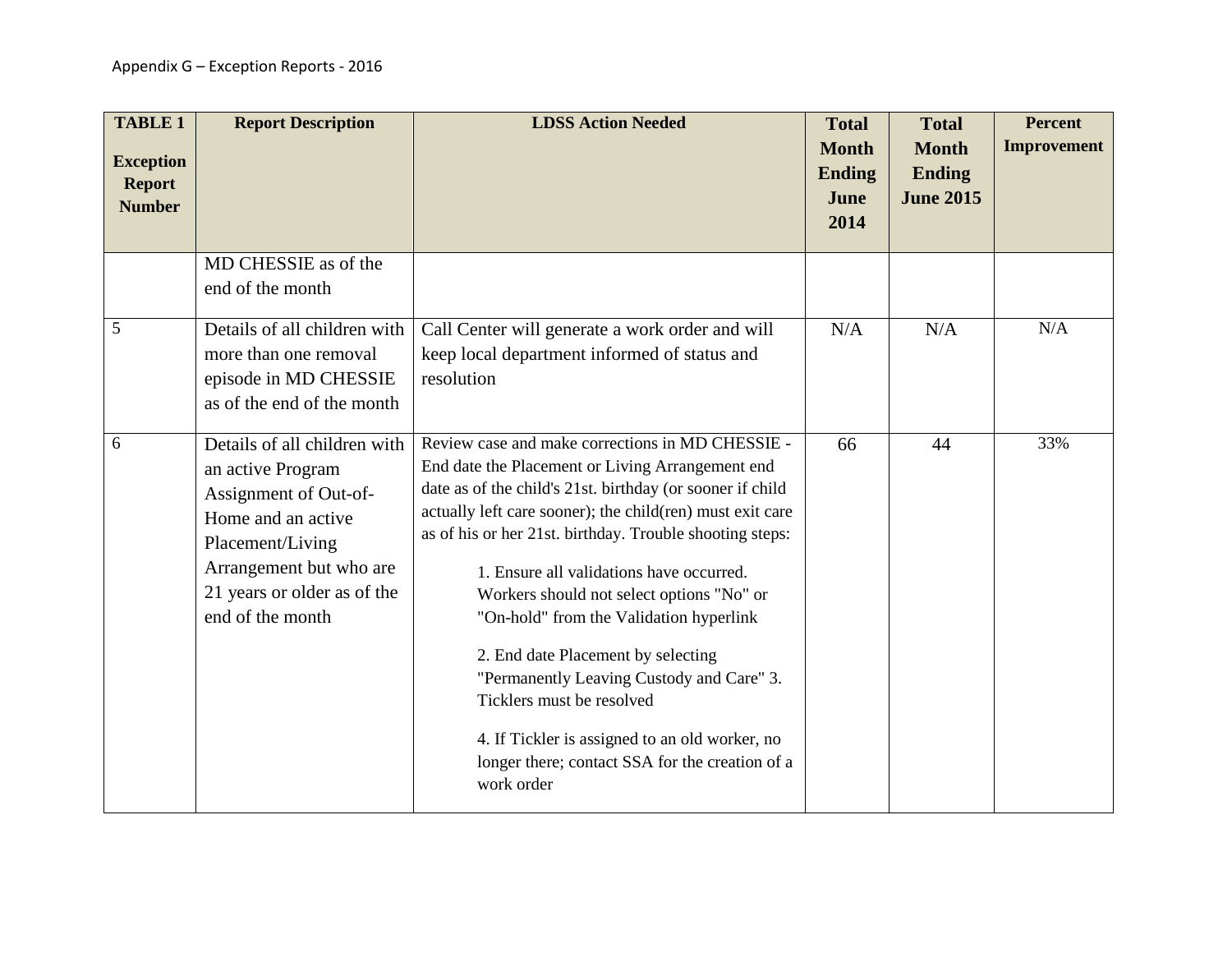| TABLE 1 Exception Report Number | Report Description | LDSS Action Needed | Total Month Ending June 2014 | Total Month Ending June 2015 | Percent Improvement |
|---|---|---|---|---|---|
| | MD CHESSIE as of the end of the month | | | | |
| 5 | Details of all children with more than one removal episode in MD CHESSIE as of the end of the month | Call Center will generate a work order and will keep local department informed of status and resolution | N/A | N/A | N/A |
| 6 | Details of all children with an active Program Assignment of Out-of-Home and an active Placement/Living Arrangement but who are 21 years or older as of the end of the month | Review case and make corrections in MD CHESSIE - End date the Placement or Living Arrangement end date as of the child's 21st. birthday (or sooner if child actually left care sooner); the child(ren) must exit care as of his or her 21st. birthday. Trouble shooting steps: 1. Ensure all validations have occurred. Workers should not select options "No" or "On-hold" from the Validation hyperlink 2. End date Placement by selecting "Permanently Leaving Custody and Care" 3. Ticklers must be resolved 4. If Tickler is assigned to an old worker, no longer there; contact SSA for the creation of a work order | 66 | 44 | 33% |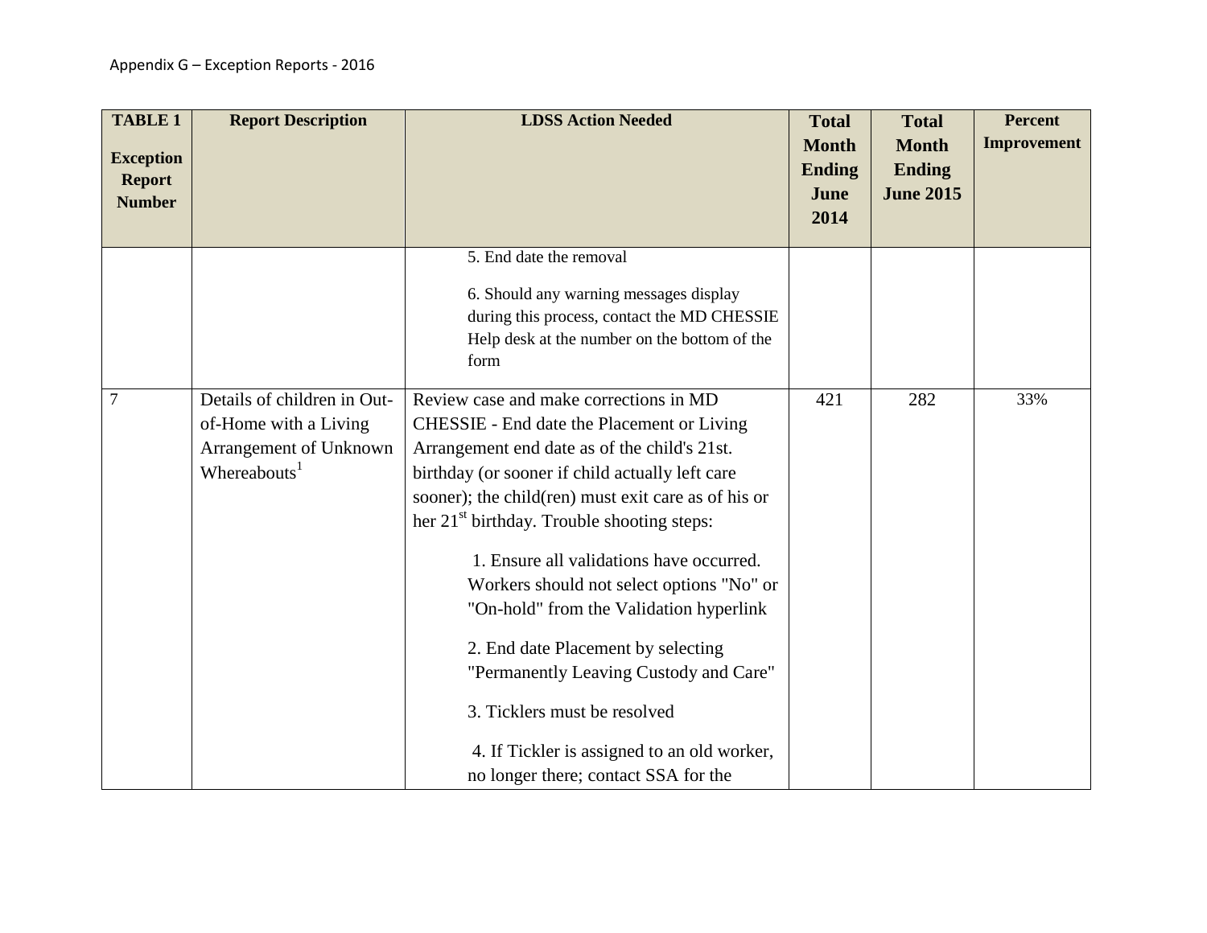Appendix G – Exception Reports - 2016

| TABLE 1 Exception Report Number | Report Description | LDSS Action Needed | Total Month Ending June 2014 | Total Month Ending June 2015 | Percent Improvement |
|---|---|---|---|---|---|
| | | 5. End date the removal<br><br>6. Should any warning messages display during this process, contact the MD CHESSIE Help desk at the number on the bottom of the form | | | |
| 7 | Details of children in Out-of-Home with a Living Arrangement of Unknown Whereabouts[1] | Review case and make corrections in MD CHESSIE - End date the Placement or Living Arrangement end date as of the child's 21st. birthday (or sooner if child actually left care sooner); the child(ren) must exit care as of his or her 21st birthday. Trouble shooting steps:<br><br>1. Ensure all validations have occurred. Workers should not select options "No" or "On-hold" from the Validation hyperlink<br><br>2. End date Placement by selecting "Permanently Leaving Custody and Care"<br><br>3. Ticklers must be resolved<br><br>4. If Tickler is assigned to an old worker, no longer there; contact SSA for the | 421 | 282 | 33% |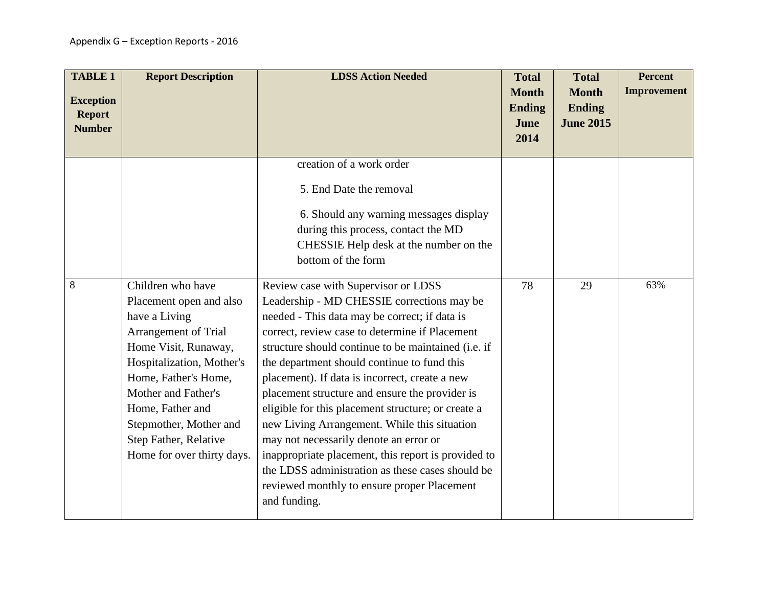Appendix G – Exception Reports - 2016

| TABLE 1 Exception Report Number | Report Description | LDSS Action Needed | Total Month Ending June 2014 | Total Month Ending June 2015 | Percent Improvement |
|---|---|---|---|---|---|
| | | creation of a work order<br><br>5. End Date the removal<br><br>6. Should any warning messages display during this process, contact the MD CHESSIE Help desk at the number on the bottom of the form | | | |
| 8 | Children who have Placement open and also have a Living Arrangement of Trial Home Visit, Runaway, Hospitalization, Mother's Home, Father's Home, Mother and Father's Home, Father and Stepmother, Mother and Step Father, Relative Home for over thirty days. | Review case with Supervisor or LDSS Leadership - MD CHESSIE corrections may be needed - This data may be correct; if data is correct, review case to determine if Placement structure should continue to be maintained (i.e. if the department should continue to fund this placement). If data is incorrect, create a new placement structure and ensure the provider is eligible for this placement structure; or create a new Living Arrangement. While this situation may not necessarily denote an error or inappropriate placement, this report is provided to the LDSS administration as these cases should be reviewed monthly to ensure proper Placement and funding. | 78 | 29 | 63% |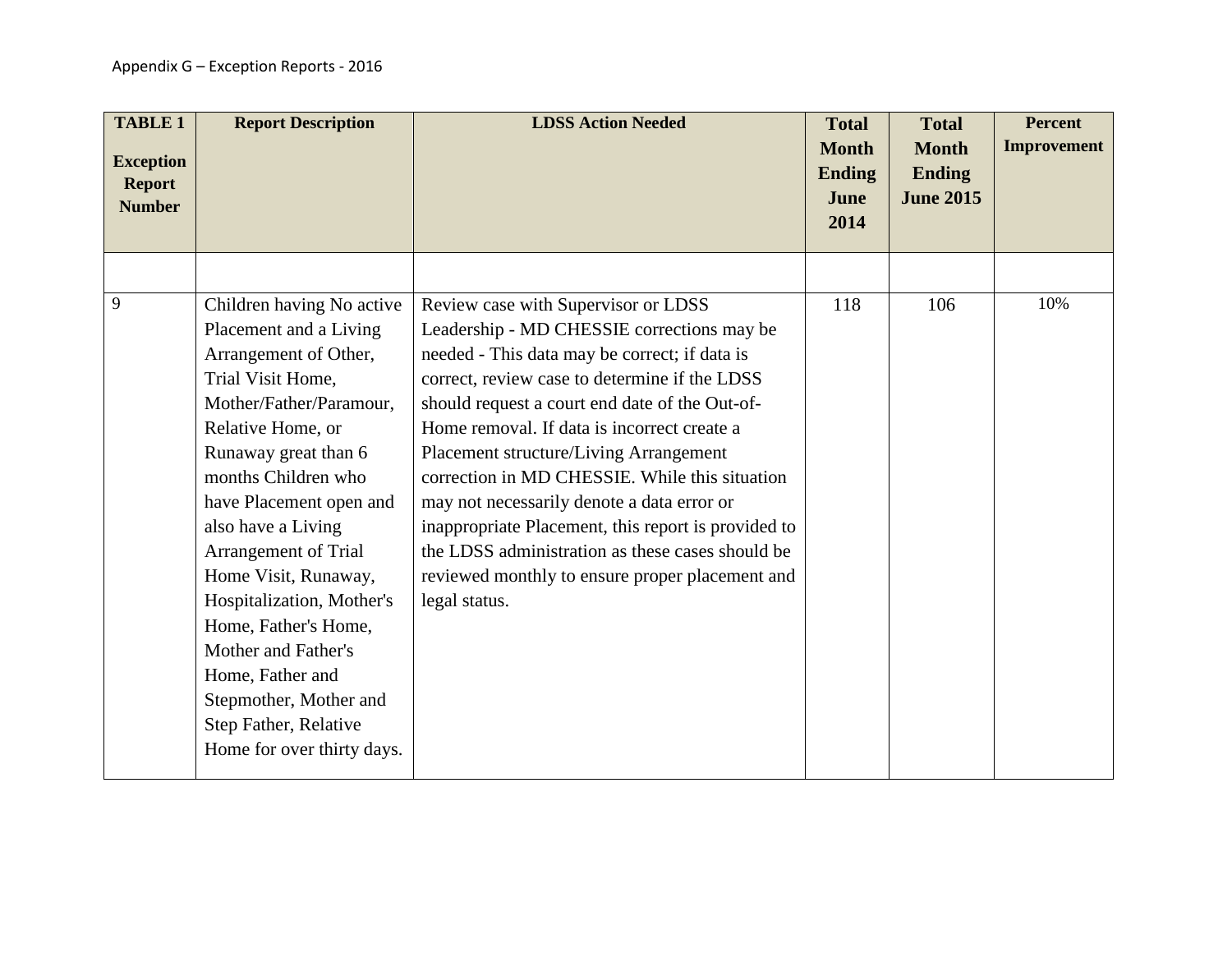Appendix G – Exception Reports - 2016

| TABLE 1 Exception Report Number | Report Description | LDSS Action Needed | Total Month Ending June 2014 | Total Month Ending June 2015 | Percent Improvement |
|---|---|---|---|---|---|
| | | | | | |
| 9 | Children having No active Placement and a Living Arrangement of Other, Trial Visit Home, Mother/Father/Paramour, Relative Home, or Runaway great than 6 months Children who have Placement open and also have a Living Arrangement of Trial Home Visit, Runaway, Hospitalization, Mother's Home, Father's Home, Mother and Father's Home, Father and Stepmother, Mother and Step Father, Relative Home for over thirty days. | Review case with Supervisor or LDSS Leadership - MD CHESSIE corrections may be needed - This data may be correct; if data is correct, review case to determine if the LDSS should request a court end date of the Out-of-Home removal. If data is incorrect create a Placement structure/Living Arrangement correction in MD CHESSIE. While this situation may not necessarily denote a data error or inappropriate Placement, this report is provided to the LDSS administration as these cases should be reviewed monthly to ensure proper placement and legal status. | 118 | 106 | 10% |